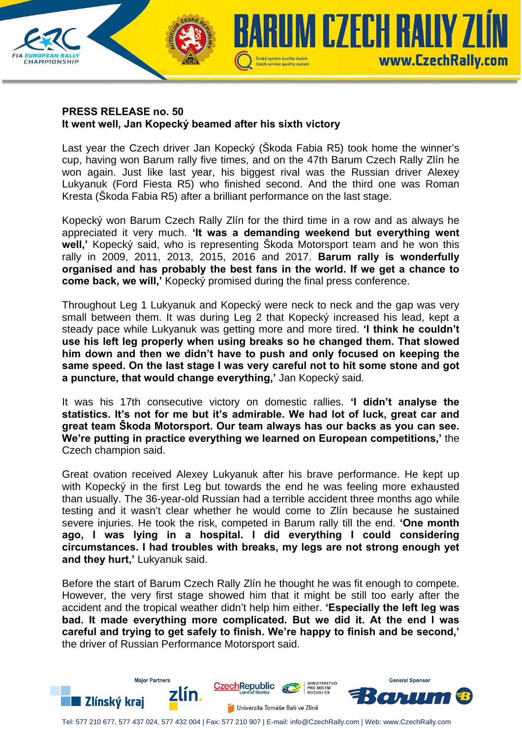**PRESS RELEASE no. 50**
**It went well, Jan Kopecký beamed after his sixth victory**

Last year the Czech driver Jan Kopecký (Škoda Fabia R5) took home the winner's cup, having won Barum rally five times, and on the 47th Barum Czech Rally Zlín he won again. Just like last year, his biggest rival was the Russian driver Alexey Lukyanuk (Ford Fiesta R5) who finished second. And the third one was Roman Kresta (Škoda Fabia R5) after a brilliant performance on the last stage.

Kopecký won Barum Czech Rally Zlín for the third time in a row and as always he appreciated it very much. **'It was a demanding weekend but everything went well,'** Kopecký said, who is representing Škoda Motorsport team and he won this rally in 2009, 2011, 2013, 2015, 2016 and 2017. **Barum rally is wonderfully organised and has probably the best fans in the world. If we get a chance to come back, we will,'** Kopecký promised during the final press conference.

Throughout Leg 1 Lukyanuk and Kopecký were neck to neck and the gap was very small between them. It was during Leg 2 that Kopecký increased his lead, kept a steady pace while Lukyanuk was getting more and more tired. **'I think he couldn't use his left leg properly when using breaks so he changed them. That slowed him down and then we didn't have to push and only focused on keeping the same speed. On the last stage I was very careful not to hit some stone and got a puncture, that would change everything,'** Jan Kopecký said.

It was his 17th consecutive victory on domestic rallies. **'I didn't analyse the statistics. It's not for me but it's admirable. We had lot of luck, great car and great team Škoda Motorsport. Our team always has our backs as you can see. We're putting in practice everything we learned on European competitions,'** the Czech champion said.

Great ovation received Alexey Lukyanuk after his brave performance. He kept up with Kopecký in the first Leg but towards the end he was feeling more exhausted than usually. The 36-year-old Russian had a terrible accident three months ago while testing and it wasn't clear whether he would come to Zlín because he sustained severe injuries. He took the risk, competed in Barum rally till the end. **'One month ago, I was lying in a hospital. I did everything I could considering circumstances. I had troubles with breaks, my legs are not strong enough yet and they hurt,'** Lukyanuk said.

Before the start of Barum Czech Rally Zlín he thought he was fit enough to compete. However, the very first stage showed him that it might be still too early after the accident and the tropical weather didn't help him either. **'Especially the left leg was bad. It made everything more complicated. But we did it. At the end I was careful and trying to get safely to finish. We're happy to finish and be second,'** the driver of Russian Performance Motorsport said.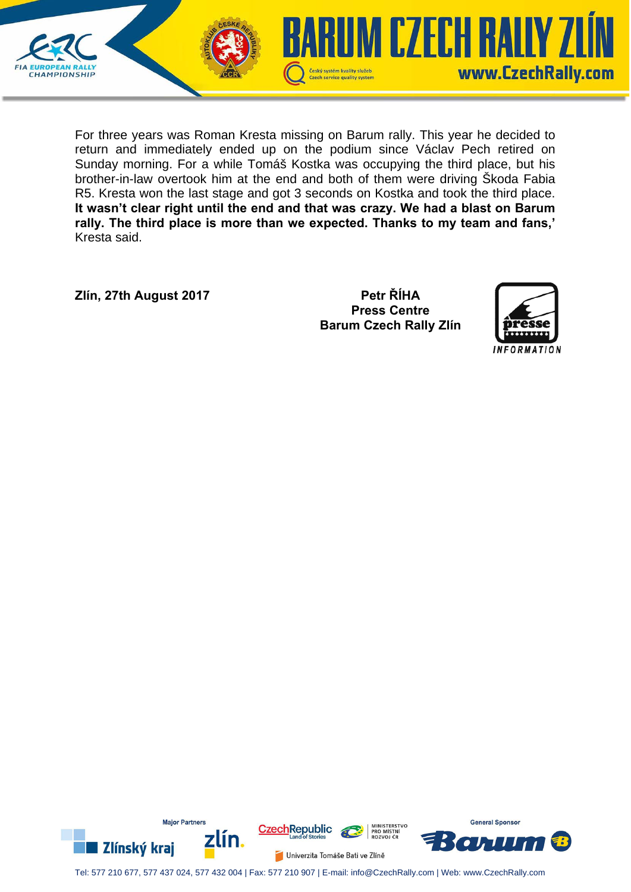For three years was Roman Kresta missing on Barum rally. This year he decided to return and immediately ended up on the podium since Václav Pech retired on Sunday morning. For a while Tomáš Kostka was occupying the third place, but his brother-in-law overtook him at the end and both of them were driving Škoda Fabia R5. Kresta won the last stage and got 3 seconds on Kostka and took the third place. **It wasn't clear right until the end and that was crazy. We had a blast on Barum rally. The third place is more than we expected. Thanks to my team and fans,'** Kresta said.

**Zlín, 27th August 2017**

**Petr ŘÍHA**
**Press Centre**
**Barum Czech Rally Zlín**